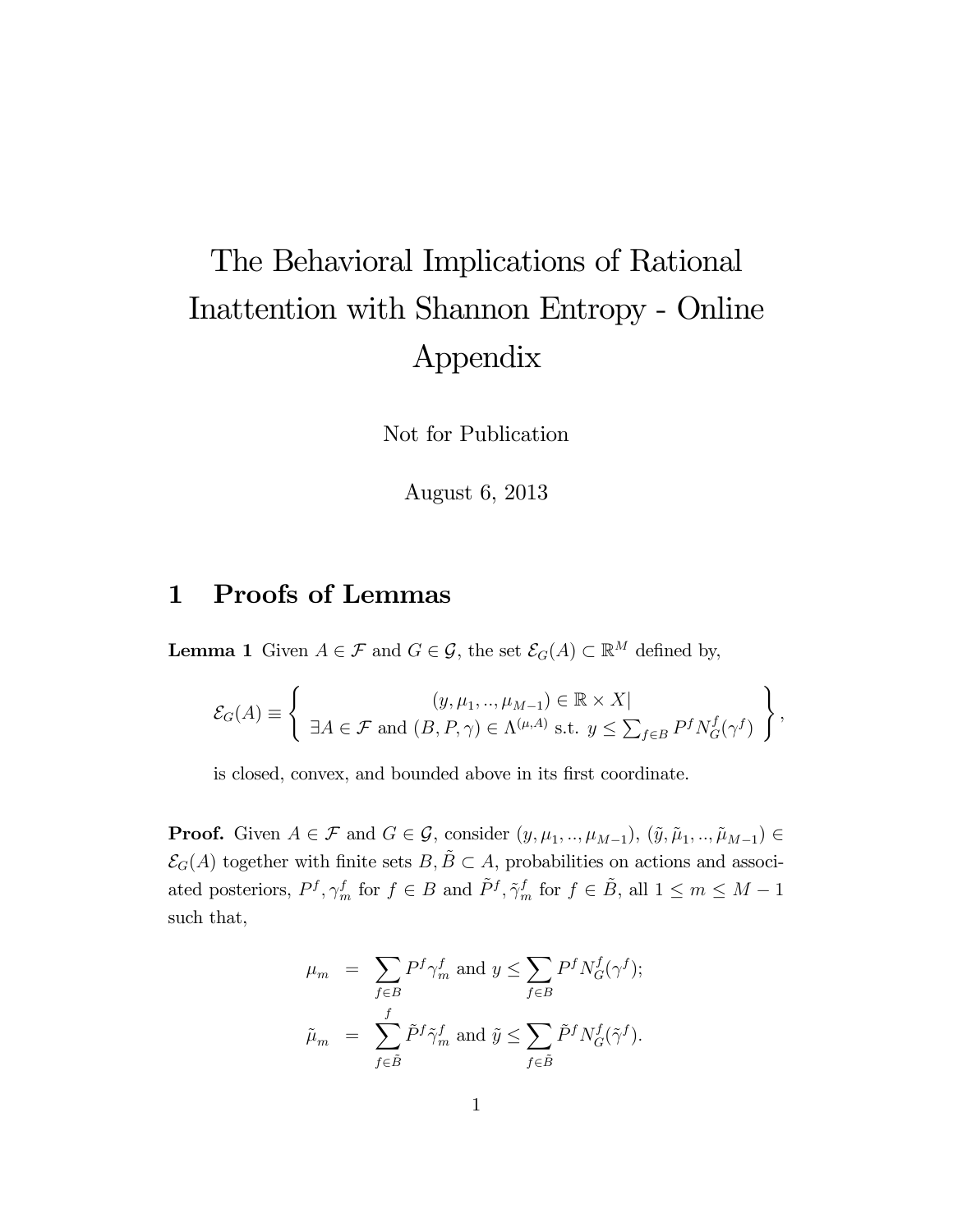# The Behavioral Implications of Rational Inattention with Shannon Entropy - Online Appendix

Not for Publication

August 6, 2013

## 1 Proofs of Lemmas

**Lemma 1** Given $A \in \mathcal{F}$ and $G \in \mathcal{G}$, the set $\mathcal{E}_G(A) \subset \mathbb{R}^M$ defined by,

$$\mathcal{E}_G(A) \equiv \left\{ \begin{array}{c} (y, \mu_1, .., \mu_{M-1}) \in \mathbb{R} \times X | \\ \exists A \in \mathcal{F} \text{ and } (B, P, \gamma) \in \Lambda^{(\mu, A)} \text{ s.t. } y \leq \sum_{f \in B} P^f N_G^f(\gamma^f) \end{array} \right\},$$

is closed, convex, and bounded above in its first coordinate.

**Proof.** Given $A \in \mathcal{F}$ and $G \in \mathcal{G}$, consider $(y, \mu_1, .., \mu_{M-1})$, $(\tilde{y}, \tilde{\mu}_1, .., \tilde{\mu}_{M-1}) \in \mathcal{E}_G(A)$ together with finite sets $B, \tilde{B} \subset A$, probabilities on actions and associated posteriors, $P^f, \gamma_m^f$ for $f \in B$ and $\tilde{P}^f, \tilde{\gamma}_m^f$ for $f \in \tilde{B}$, all $1 \leq m \leq M-1$ such that,

$$\begin{aligned} \mu_m &= \sum_{f \in B} P^f \gamma_m^f \text{ and } y \leq \sum_{f \in B} P^f N_G^f(\gamma^f); \\ \tilde{\mu}_m &= \sum_{f \in \tilde{B}}^{f} \tilde{P}^f \tilde{\gamma}_m^f \text{ and } \tilde{y} \leq \sum_{f \in \tilde{B}} \tilde{P}^f N_G^f(\tilde{\gamma}^f). \end{aligned}$$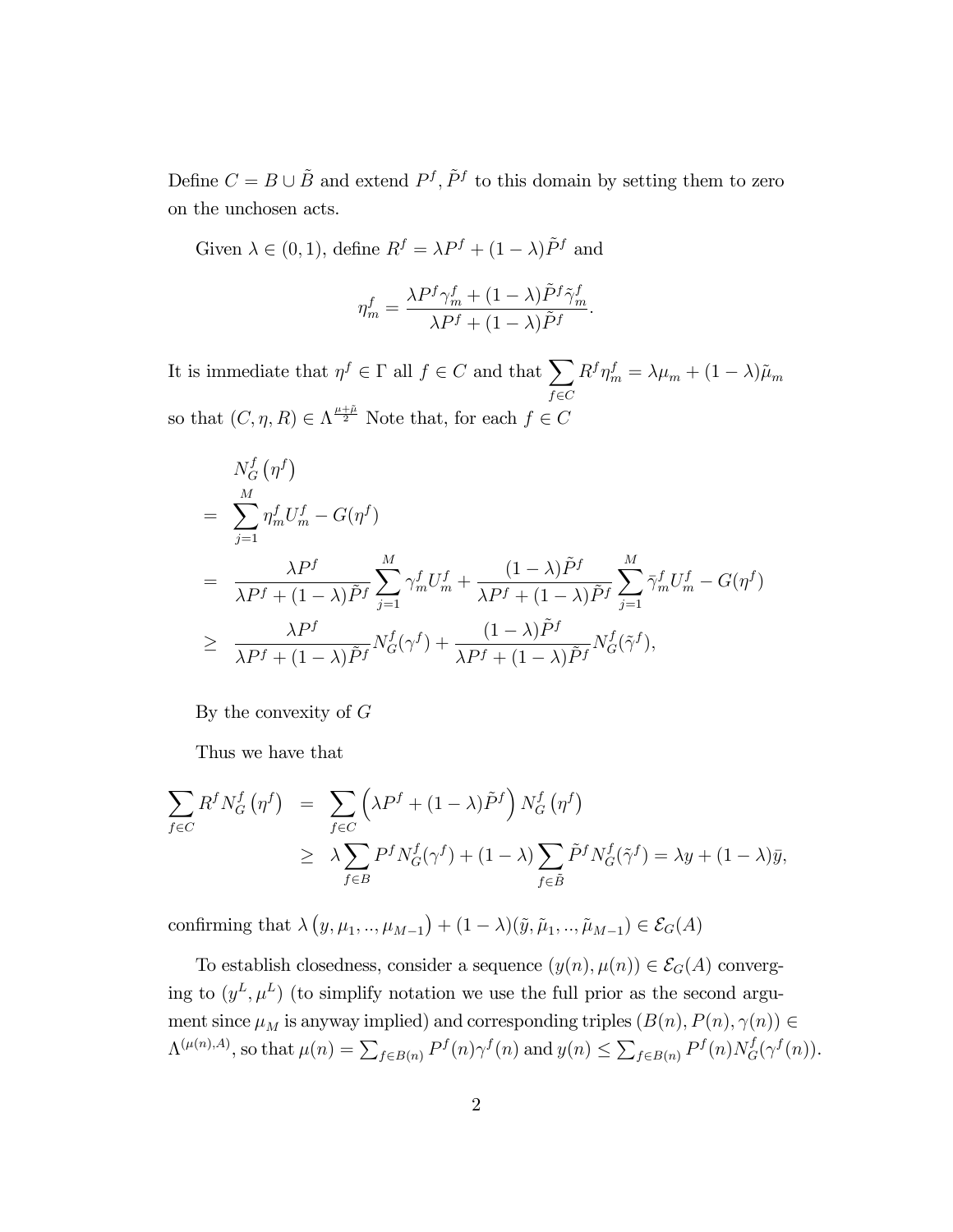Define $C = B \cup \tilde{B}$ and extend $P^f, \tilde{P}^f$ to this domain by setting them to zero on the unchosen acts.

Given $\lambda \in (0,1)$, define $R^f = \lambda P^f + (1-\lambda)\tilde{P}^f$ and

$$\eta_m^f = \frac{\lambda P^f \gamma_m^f + (1-\lambda)\tilde{P}^f \tilde{\gamma}_m^f}{\lambda P^f + (1-\lambda)\tilde{P}^f}.$$

It is immediate that $\eta^f \in \Gamma$ all $f \in C$ and that $\sum_{f \in C} R^f \eta_m^f = \lambda \mu_m + (1-\lambda)\tilde{\mu}_m$ so that $(C, \eta, R) \in \Lambda^{\frac{\mu+\tilde{\mu}}{2}}$ Note that, for each $f \in C$

$$\begin{aligned}
& N_G^f\left(\eta^f\right) \\
= & \sum_{j=1}^{M} \eta_m^f U_m^f - G(\eta^f) \\
= & \frac{\lambda P^f}{\lambda P^f + (1-\lambda)\tilde{P}^f} \sum_{j=1}^{M} \gamma_m^f U_m^f + \frac{(1-\lambda)\tilde{P}^f}{\lambda P^f + (1-\lambda)\tilde{P}^f} \sum_{j=1}^{M} \bar{\gamma}_m^f U_m^f - G(\eta^f) \\
\geq & \frac{\lambda P^f}{\lambda P^f + (1-\lambda)\tilde{P}^f} N_G^f(\gamma^f) + \frac{(1-\lambda)\tilde{P}^f}{\lambda P^f + (1-\lambda)\tilde{P}^f} N_G^f(\tilde{\gamma}^f),
\end{aligned}$$

By the convexity of $G$

Thus we have that

$$\begin{aligned}
\sum_{f \in C} R^f N_G^f\left(\eta^f\right) &= \sum_{f \in C} \left(\lambda P^f + (1-\lambda)\tilde{P}^f\right) N_G^f\left(\eta^f\right) \\
&\geq \lambda \sum_{f \in B} P^f N_G^f(\gamma^f) + (1-\lambda) \sum_{f \in \tilde{B}} \tilde{P}^f N_G^f(\tilde{\gamma}^f) = \lambda y + (1-\lambda)\bar{y},
\end{aligned}$$

confirming that $\lambda\left(y, \mu_1, .., \mu_{M-1}\right) + (1-\lambda)(\tilde{y}, \tilde{\mu}_1, .., \tilde{\mu}_{M-1}) \in \mathcal{E}_G(A)$

To establish closedness, consider a sequence $(y(n), \mu(n)) \in \mathcal{E}_G(A)$ converging to $(y^L, \mu^L)$ (to simplify notation we use the full prior as the second argument since $\mu_M$ is anyway implied) and corresponding triples $(B(n), P(n), \gamma(n)) \in \Lambda^{(\mu(n),A)}$, so that $\mu(n) = \sum_{f \in B(n)} P^f(n)\gamma^f(n)$ and $y(n) \leq \sum_{f \in B(n)} P^f(n) N_G^f(\gamma^f(n))$.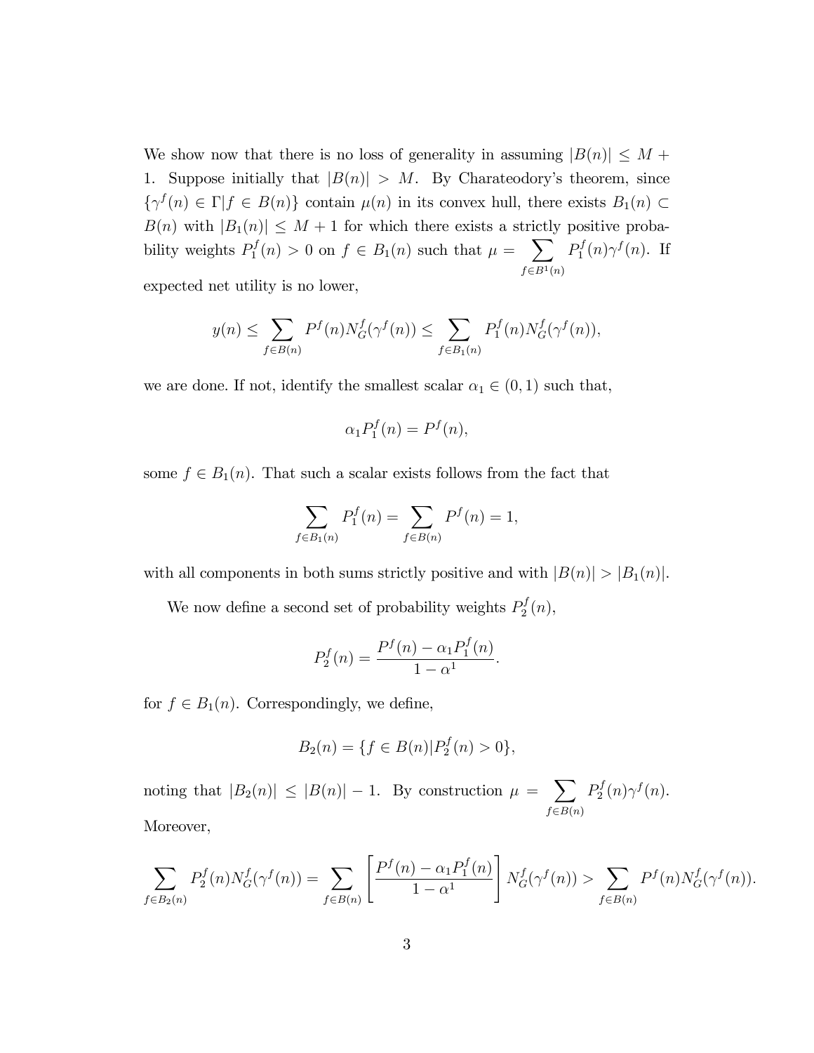We show now that there is no loss of generality in assuming $|B(n)| \leq M + 1$. Suppose initially that $|B(n)| > M$. By Charateodory's theorem, since $\{\gamma^f(n) \in \Gamma | f \in B(n)\}$ contain $\mu(n)$ in its convex hull, there exists $B_1(n) \subset B(n)$ with $|B_1(n)| \leq M + 1$ for which there exists a strictly positive probability weights $P_1^f(n) > 0$ on $f \in B_1(n)$ such that $\mu = \sum_{f \in B^1(n)} P_1^f(n)\gamma^f(n)$. If expected net utility is no lower,

$$y(n) \leq \sum_{f \in B(n)} P^f(n) N_G^f(\gamma^f(n)) \leq \sum_{f \in B_1(n)} P_1^f(n) N_G^f(\gamma^f(n)),$$

we are done. If not, identify the smallest scalar $\alpha_1 \in (0, 1)$ such that,

$$\alpha_1 P_1^f(n) = P^f(n),$$

some $f \in B_1(n)$. That such a scalar exists follows from the fact that

$$\sum_{f \in B_1(n)} P_1^f(n) = \sum_{f \in B(n)} P^f(n) = 1,$$

with all components in both sums strictly positive and with $|B(n)| > |B_1(n)|$.

We now define a second set of probability weights $P_2^f(n)$,

$$P_2^f(n) = \frac{P^f(n) - \alpha_1 P_1^f(n)}{1 - \alpha^1}.$$

for $f \in B_1(n)$. Correspondingly, we define,

$$B_2(n) = \{f \in B(n) | P_2^f(n) > 0\},$$

noting that $|B_2(n)| \leq |B(n)| - 1$. By construction $\mu = \sum_{f \in B(n)} P_2^f(n)\gamma^f(n)$. Moreover,

$$\sum_{f \in B_2(n)} P_2^f(n) N_G^f(\gamma^f(n)) = \sum_{f \in B(n)} \left[ \frac{P^f(n) - \alpha_1 P_1^f(n)}{1 - \alpha^1} \right] N_G^f(\gamma^f(n)) > \sum_{f \in B(n)} P^f(n) N_G^f(\gamma^f(n)).$$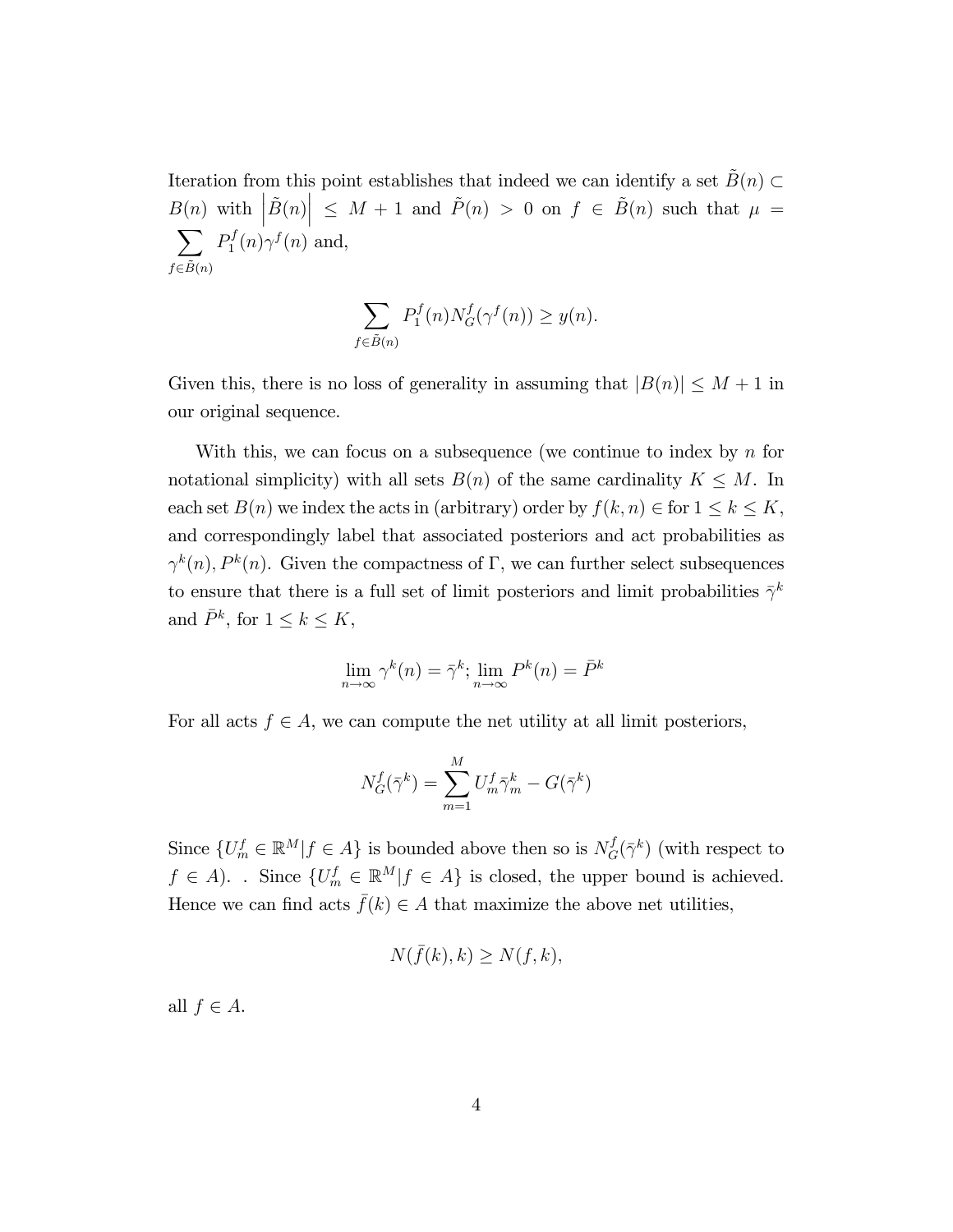Iteration from this point establishes that indeed we can identify a set $\tilde{B}(n) \subset B(n)$ with $\left|\tilde{B}(n)\right| \leq M+1$ and $\tilde{P}(n) > 0$ on $f \in \tilde{B}(n)$ such that $\mu = \sum_{f \in \tilde{B}(n)} P_1^f(n)\gamma^f(n)$ and,

$$\sum_{f \in \tilde{B}(n)} P_1^f(n) N_G^f(\gamma^f(n)) \geq y(n).$$

Given this, there is no loss of generality in assuming that $|B(n)| \leq M+1$ in our original sequence.

With this, we can focus on a subsequence (we continue to index by $n$ for notational simplicity) with all sets $B(n)$ of the same cardinality $K \leq M$. In each set $B(n)$ we index the acts in (arbitrary) order by $f(k,n) \in$ for $1 \leq k \leq K$, and correspondingly label that associated posteriors and act probabilities as $\gamma^k(n), P^k(n)$. Given the compactness of $\Gamma$, we can further select subsequences to ensure that there is a full set of limit posteriors and limit probabilities $\bar{\gamma}^k$ and $\bar{P}^k$, for $1 \leq k \leq K$,

$$\lim_{n\to\infty} \gamma^k(n) = \bar{\gamma}^k; \lim_{n\to\infty} P^k(n) = \bar{P}^k$$

For all acts $f \in A$, we can compute the net utility at all limit posteriors,

$$N_G^f(\bar{\gamma}^k) = \sum_{m=1}^{M} U_m^f \bar{\gamma}_m^k - G(\bar{\gamma}^k)$$

Since $\{U_m^f \in \mathbb{R}^M | f \in A\}$ is bounded above then so is $N_G^f(\bar{\gamma}^k)$ (with respect to $f \in A$). . Since $\{U_m^f \in \mathbb{R}^M | f \in A\}$ is closed, the upper bound is achieved. Hence we can find acts $\bar{f}(k) \in A$ that maximize the above net utilities,

$$N(\bar{f}(k), k) \geq N(f, k),$$

all $f \in A$.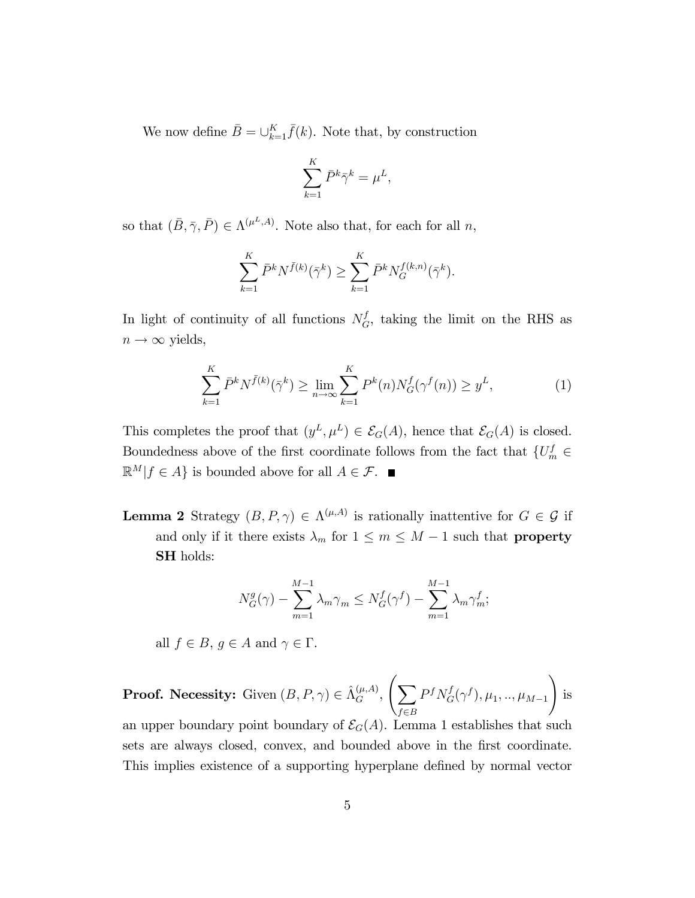We now define $\bar{B} = \cup_{k=1}^{K} \bar{f}(k)$. Note that, by construction

$$\sum_{k=1}^{K} \bar{P}^k \bar{\gamma}^k = \mu^L,$$

so that $(\bar{B}, \bar{\gamma}, \bar{P}) \in \Lambda^{(\mu^L, A)}$. Note also that, for each for all $n$,

$$\sum_{k=1}^{K} \bar{P}^k N^{\bar{f}(k)}(\bar{\gamma}^k) \geq \sum_{k=1}^{K} \bar{P}^k N_G^{f(k,n)}(\bar{\gamma}^k).$$

In light of continuity of all functions $N_G^f$, taking the limit on the RHS as $n \to \infty$ yields,

$$\sum_{k=1}^{K} \bar{P}^k N^{\bar{f}(k)}(\bar{\gamma}^k) \geq \lim_{n \to \infty} \sum_{k=1}^{K} P^k(n) N_G^f(\gamma^f(n)) \geq y^L, \tag{1}$$

This completes the proof that $(y^L, \mu^L) \in \mathcal{E}_G(A)$, hence that $\mathcal{E}_G(A)$ is closed. Boundedness above of the first coordinate follows from the fact that $\{U_m^f \in \mathbb{R}^M | f \in A\}$ is bounded above for all $A \in \mathcal{F}$. ■

**Lemma 2** Strategy $(B, P, \gamma) \in \Lambda^{(\mu, A)}$ is rationally inattentive for $G \in \mathcal{G}$ if and only if it there exists $\lambda_m$ for $1 \leq m \leq M-1$ such that **property SH** holds:

$$N_G^g(\gamma) - \sum_{m=1}^{M-1} \lambda_m \gamma_m \leq N_G^f(\gamma^f) - \sum_{m=1}^{M-1} \lambda_m \gamma_m^f;$$

all $f \in B$, $g \in A$ and $\gamma \in \Gamma$.

**Proof. Necessity:** Given $(B, P, \gamma) \in \hat{\Lambda}_G^{(\mu, A)}$, $\left( \sum_{f \in B} P^f N_G^f(\gamma^f), \mu_1, .., \mu_{M-1} \right)$ is an upper boundary point boundary of $\mathcal{E}_G(A)$. Lemma 1 establishes that such sets are always closed, convex, and bounded above in the first coordinate. This implies existence of a supporting hyperplane defined by normal vector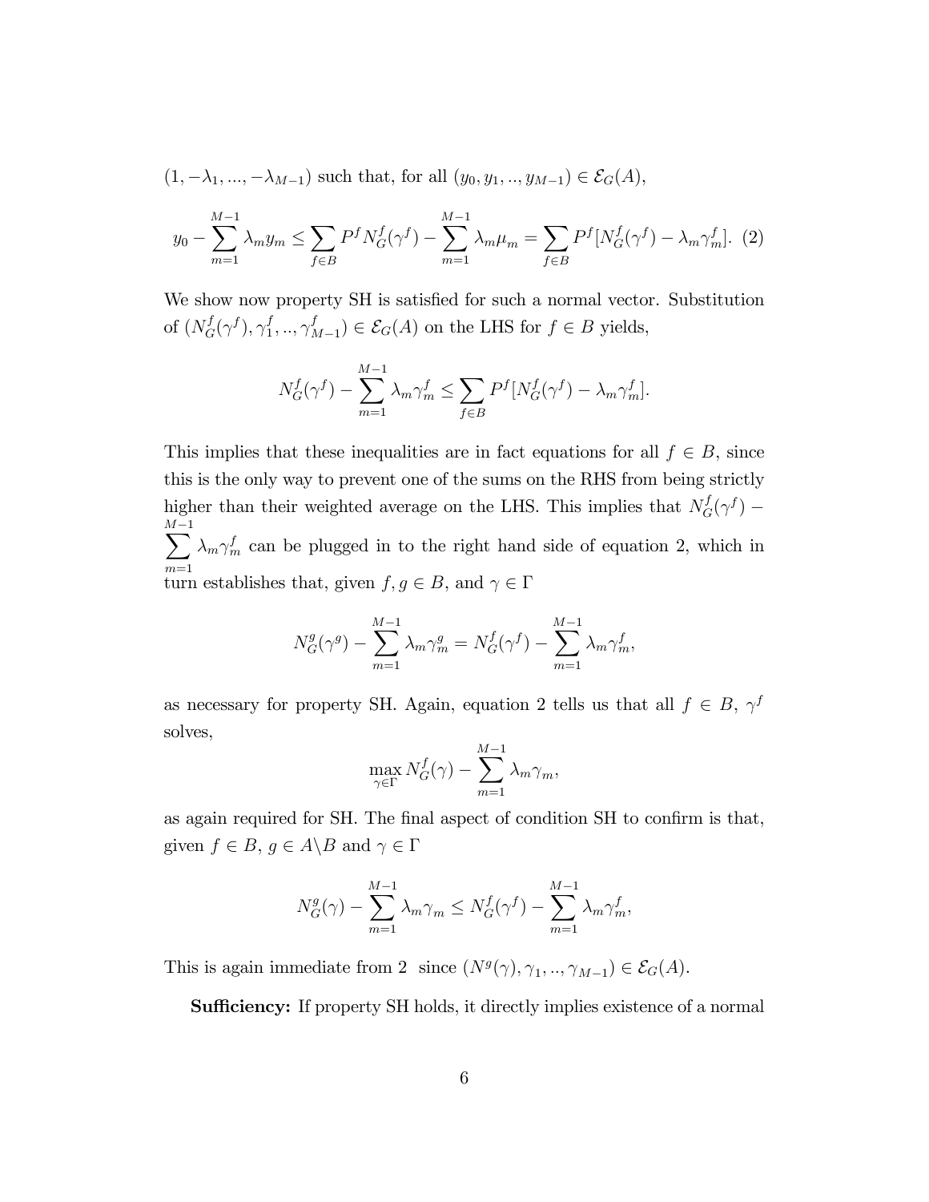$(1, -\lambda_1, ..., -\lambda_{M-1})$ such that, for all $(y_0, y_1, .., y_{M-1}) \in \mathcal{E}_G(A)$,

$$y_0 - \sum_{m=1}^{M-1} \lambda_m y_m \leq \sum_{f \in B} P^f N_G^f(\gamma^f) - \sum_{m=1}^{M-1} \lambda_m \mu_m = \sum_{f \in B} P^f [N_G^f(\gamma^f) - \lambda_m \gamma_m^f]. \quad (2)$$

We show now property SH is satisfied for such a normal vector. Substitution of $(N_G^f(\gamma^f), \gamma_1^f, .., \gamma_{M-1}^f) \in \mathcal{E}_G(A)$ on the LHS for $f \in B$ yields,

$$N_G^f(\gamma^f) - \sum_{m=1}^{M-1} \lambda_m \gamma_m^f \leq \sum_{f \in B} P^f [N_G^f(\gamma^f) - \lambda_m \gamma_m^f].$$

This implies that these inequalities are in fact equations for all $f \in B$, since this is the only way to prevent one of the sums on the RHS from being strictly higher than their weighted average on the LHS. This implies that $N_G^f(\gamma^f) - \sum_{m=1}^{M-1} \lambda_m \gamma_m^f$ can be plugged in to the right hand side of equation 2, which in turn establishes that, given $f, g \in B$, and $\gamma \in \Gamma$

$$N_G^g(\gamma^g) - \sum_{m=1}^{M-1} \lambda_m \gamma_m^g = N_G^f(\gamma^f) - \sum_{m=1}^{M-1} \lambda_m \gamma_m^f,$$

as necessary for property SH. Again, equation 2 tells us that all $f \in B$, $\gamma^f$ solves,

$$\max_{\gamma \in \Gamma} N_G^f(\gamma) - \sum_{m=1}^{M-1} \lambda_m \gamma_m,$$

as again required for SH. The final aspect of condition SH to confirm is that, given $f \in B$, $g \in A \backslash B$ and $\gamma \in \Gamma$

$$N_G^g(\gamma) - \sum_{m=1}^{M-1} \lambda_m \gamma_m \leq N_G^f(\gamma^f) - \sum_{m=1}^{M-1} \lambda_m \gamma_m^f,$$

This is again immediate from 2 since $(N^g(\gamma), \gamma_1, .., \gamma_{M-1}) \in \mathcal{E}_G(A)$.

**Sufficiency:** If property SH holds, it directly implies existence of a normal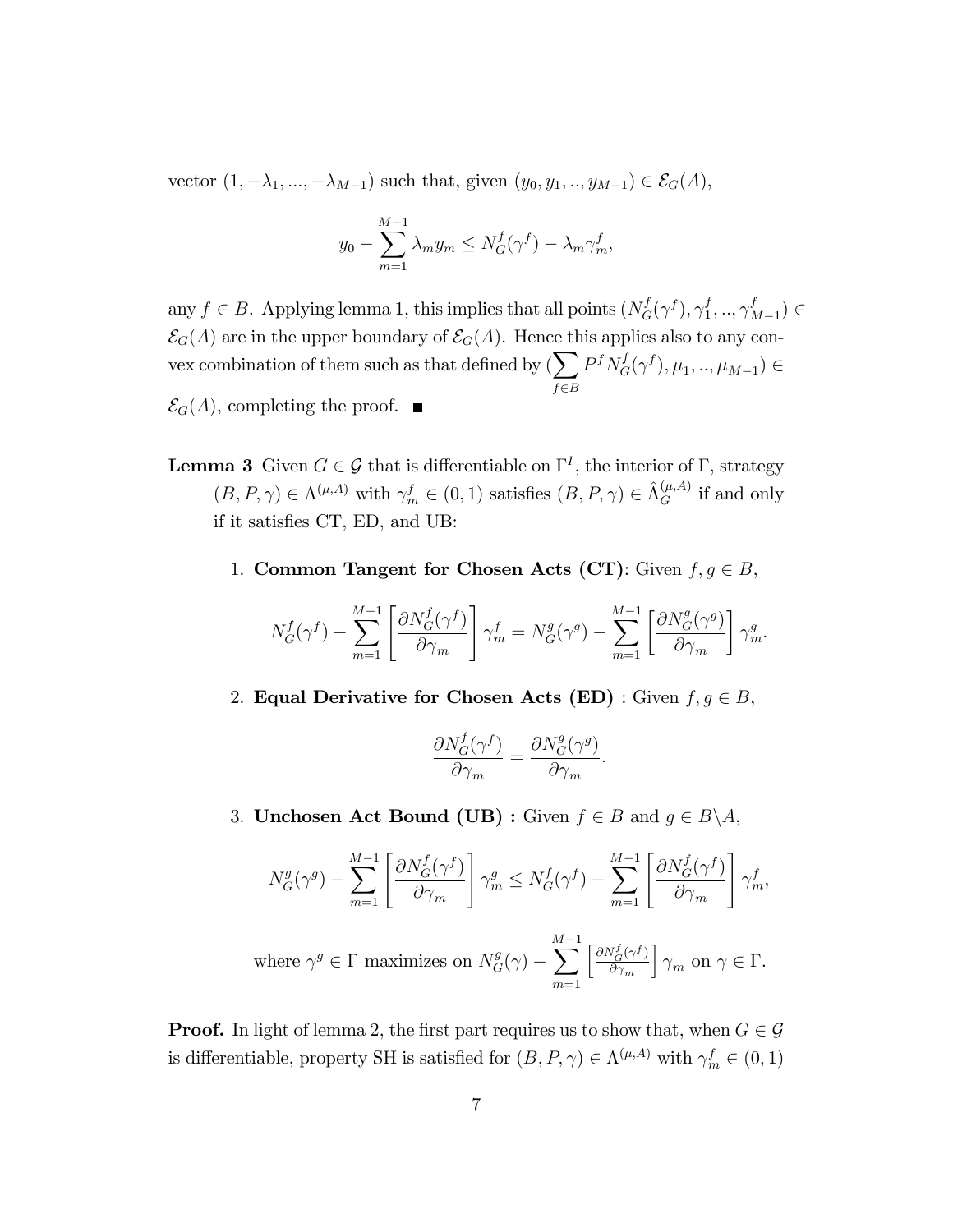vector $(1, -\lambda_1, ..., -\lambda_{M-1})$ such that, given $(y_0, y_1, .., y_{M-1}) \in \mathcal{E}_G(A)$,

$$y_0 - \sum_{m=1}^{M-1} \lambda_m y_m \leq N_G^f(\gamma^f) - \lambda_m \gamma_m^f,$$

any $f \in B$. Applying lemma 1, this implies that all points $(N_G^f(\gamma^f), \gamma_1^f, .., \gamma_{M-1}^f) \in \mathcal{E}_G(A)$ are in the upper boundary of $\mathcal{E}_G(A)$. Hence this applies also to any convex combination of them such as that defined by $(\sum_{f \in B} P^f N_G^f(\gamma^f), \mu_1, .., \mu_{M-1}) \in \mathcal{E}_G(A)$, completing the proof. ■

**Lemma 3** Given $G \in \mathcal{G}$ that is differentiable on $\Gamma^I$, the interior of $\Gamma$, strategy $(B, P, \gamma) \in \Lambda^{(\mu,A)}$ with $\gamma_m^f \in (0,1)$ satisfies $(B, P, \gamma) \in \hat{\Lambda}_G^{(\mu,A)}$ if and only if it satisfies CT, ED, and UB:

1. **Common Tangent for Chosen Acts (CT)**: Given $f, g \in B$,

$$N_G^f(\gamma^f) - \sum_{m=1}^{M-1} \left[ \frac{\partial N_G^f(\gamma^f)}{\partial \gamma_m} \right] \gamma_m^f = N_G^g(\gamma^g) - \sum_{m=1}^{M-1} \left[ \frac{\partial N_G^g(\gamma^g)}{\partial \gamma_m} \right] \gamma_m^g.$$

2. **Equal Derivative for Chosen Acts (ED)** : Given $f, g \in B$,

$$\frac{\partial N_G^f(\gamma^f)}{\partial \gamma_m} = \frac{\partial N_G^g(\gamma^g)}{\partial \gamma_m}.$$

3. **Unchosen Act Bound (UB) :** Given $f \in B$ and $g \in B \backslash A$,

$$N_G^g(\gamma^g) - \sum_{m=1}^{M-1} \left[ \frac{\partial N_G^f(\gamma^f)}{\partial \gamma_m} \right] \gamma_m^g \leq N_G^f(\gamma^f) - \sum_{m=1}^{M-1} \left[ \frac{\partial N_G^f(\gamma^f)}{\partial \gamma_m} \right] \gamma_m^f,$$

where $\gamma^g \in \Gamma$ maximizes on $N_G^g(\gamma) - \sum_{m=1}^{M-1} \left[ \frac{\partial N_G^f(\gamma^f)}{\partial \gamma_m} \right] \gamma_m$ on $\gamma \in \Gamma$.

**Proof.** In light of lemma 2, the first part requires us to show that, when $G \in \mathcal{G}$ is differentiable, property SH is satisfied for $(B, P, \gamma) \in \Lambda^{(\mu,A)}$ with $\gamma_m^f \in (0,1)$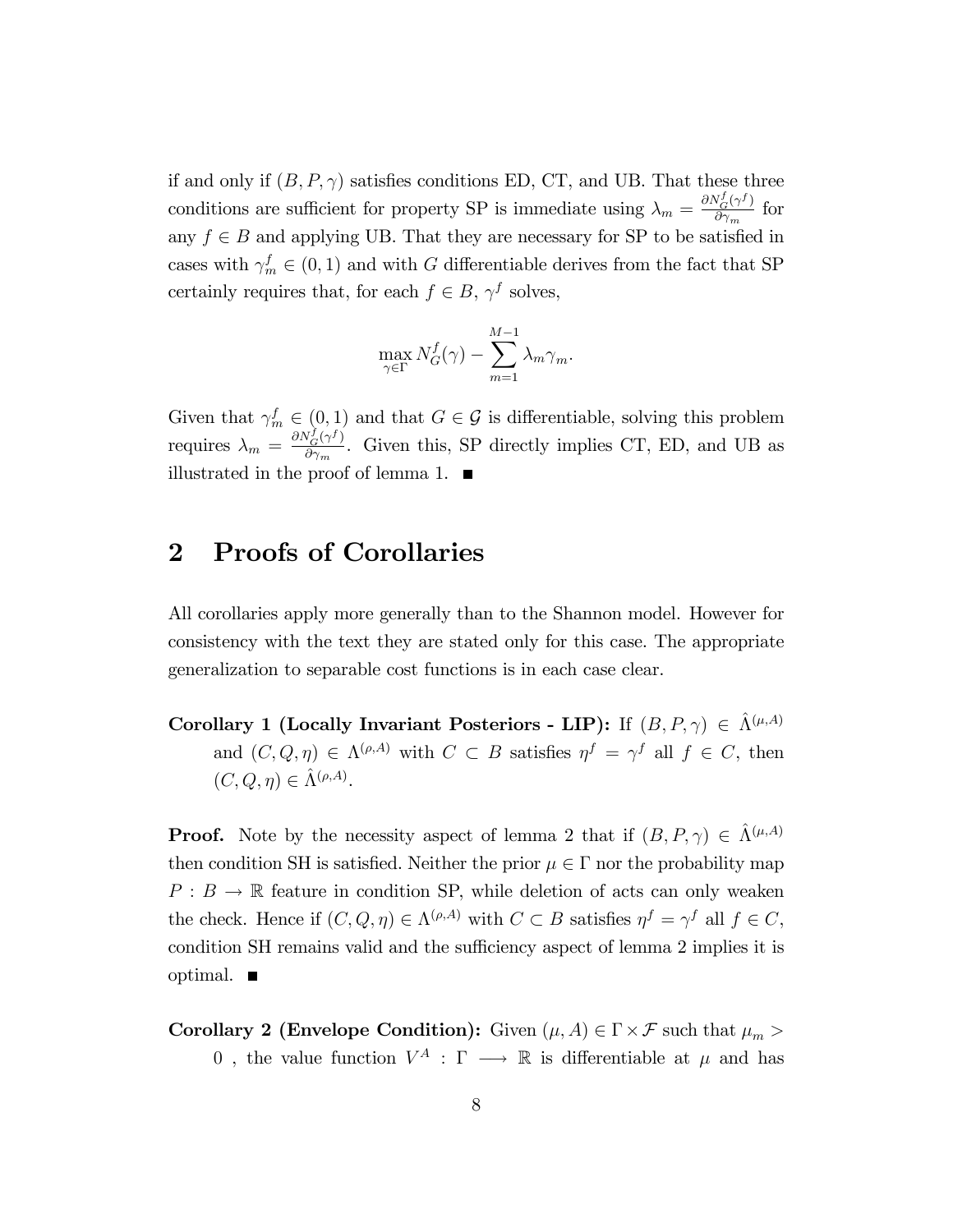if and only if $(B, P, \gamma)$ satisfies conditions ED, CT, and UB. That these three conditions are sufficient for property SP is immediate using $\lambda_m = \frac{\partial N_G^f(\gamma^f)}{\partial \gamma_m}$ for any $f \in B$ and applying UB. That they are necessary for SP to be satisfied in cases with $\gamma_m^f \in (0,1)$ and with $G$ differentiable derives from the fact that SP certainly requires that, for each $f \in B$, $\gamma^f$ solves,

$$\max_{\gamma \in \Gamma} N_G^f(\gamma) - \sum_{m=1}^{M-1} \lambda_m \gamma_m.$$

Given that $\gamma_m^f \in (0,1)$ and that $G \in \mathcal{G}$ is differentiable, solving this problem requires $\lambda_m = \frac{\partial N_G^f(\gamma^f)}{\partial \gamma_m}$. Given this, SP directly implies CT, ED, and UB as illustrated in the proof of lemma 1. ∎

# 2 Proofs of Corollaries

All corollaries apply more generally than to the Shannon model. However for consistency with the text they are stated only for this case. The appropriate generalization to separable cost functions is in each case clear.

**Corollary 1 (Locally Invariant Posteriors - LIP):** If $(B, P, \gamma) \in \hat{\Lambda}^{(\mu,A)}$ and $(C, Q, \eta) \in \Lambda^{(\rho,A)}$ with $C \subset B$ satisfies $\eta^f = \gamma^f$ all $f \in C$, then $(C, Q, \eta) \in \hat{\Lambda}^{(\rho,A)}$.

**Proof.** Note by the necessity aspect of lemma 2 that if $(B, P, \gamma) \in \hat{\Lambda}^{(\mu,A)}$ then condition SH is satisfied. Neither the prior $\mu \in \Gamma$ nor the probability map $P : B \to \mathbb{R}$ feature in condition SP, while deletion of acts can only weaken the check. Hence if $(C, Q, \eta) \in \Lambda^{(\rho,A)}$ with $C \subset B$ satisfies $\eta^f = \gamma^f$ all $f \in C$, condition SH remains valid and the sufficiency aspect of lemma 2 implies it is optimal. ∎

**Corollary 2 (Envelope Condition):** Given $(\mu, A) \in \Gamma \times \mathcal{F}$ such that $\mu_m > 0$ , the value function $V^A : \Gamma \longrightarrow \mathbb{R}$ is differentiable at $\mu$ and has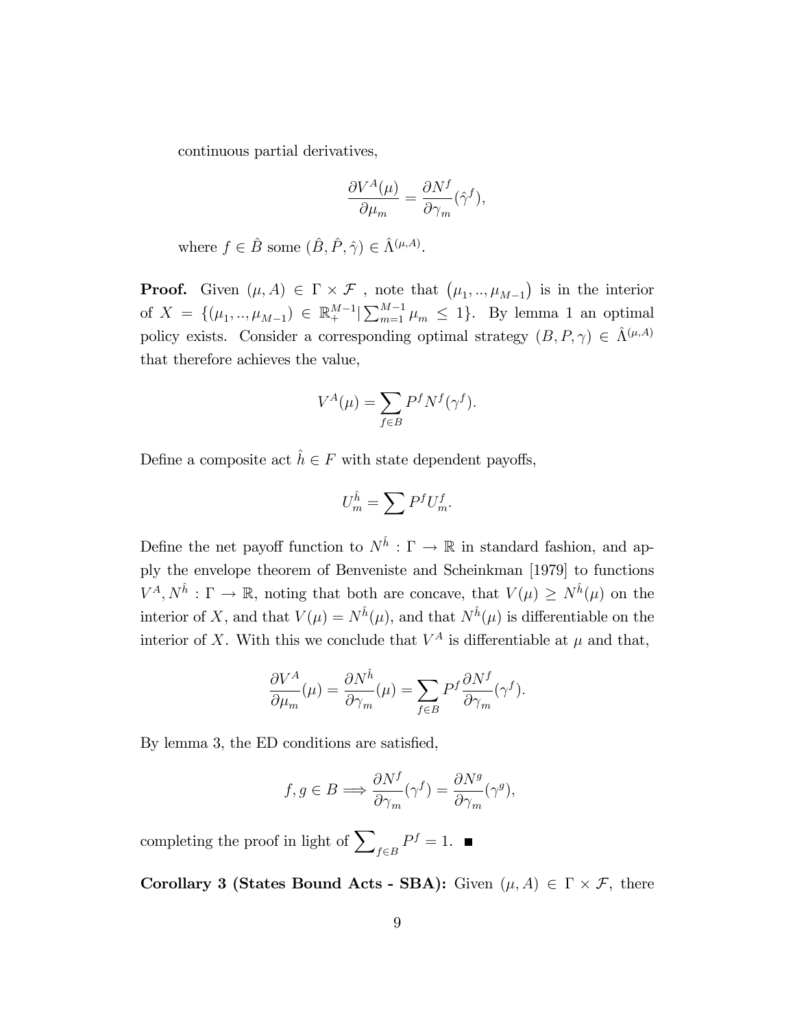continuous partial derivatives,

$$\frac{\partial V^A(\mu)}{\partial \mu_m} = \frac{\partial N^f}{\partial \gamma_m}(\hat{\gamma}^f),$$

where $f \in \hat{B}$ some $(\hat{B}, \hat{P}, \hat{\gamma}) \in \hat{\Lambda}^{(\mu,A)}$.

**Proof.** Given $(\mu, A) \in \Gamma \times \mathcal{F}$ , note that $(\mu_1, .., \mu_{M-1})$ is in the interior of $X = \{(\mu_1, .., \mu_{M-1}) \in \mathbb{R}_+^{M-1} | \sum_{m=1}^{M-1} \mu_m \leq 1\}$. By lemma 1 an optimal policy exists. Consider a corresponding optimal strategy $(B, P, \gamma) \in \hat{\Lambda}^{(\mu,A)}$ that therefore achieves the value,

$$V^A(\mu) = \sum_{f \in B} P^f N^f(\gamma^f).$$

Define a composite act $\hat{h} \in F$ with state dependent payoffs,

$$U_m^{\hat{h}} = \sum P^f U_m^f.$$

Define the net payoff function to $N^{\hat{h}} : \Gamma \to \mathbb{R}$ in standard fashion, and apply the envelope theorem of Benveniste and Scheinkman [1979] to functions $V^A, N^{\hat{h}} : \Gamma \to \mathbb{R}$, noting that both are concave, that $V(\mu) \geq N^{\hat{h}}(\mu)$ on the interior of $X$, and that $V(\mu) = N^{\hat{h}}(\mu)$, and that $N^{\hat{h}}(\mu)$ is differentiable on the interior of $X$. With this we conclude that $V^A$ is differentiable at $\mu$ and that,

$$\frac{\partial V^A}{\partial \mu_m}(\mu) = \frac{\partial N^{\hat{h}}}{\partial \gamma_m}(\mu) = \sum_{f \in B} P^f \frac{\partial N^f}{\partial \gamma_m}(\gamma^f).$$

By lemma 3, the ED conditions are satisfied,

$$f, g \in B \Longrightarrow \frac{\partial N^f}{\partial \gamma_m}(\gamma^f) = \frac{\partial N^g}{\partial \gamma_m}(\gamma^g),$$

completing the proof in light of $\sum_{f \in B} P^f = 1$. ■

**Corollary 3 (States Bound Acts - SBA):** Given $(\mu, A) \in \Gamma \times \mathcal{F}$, there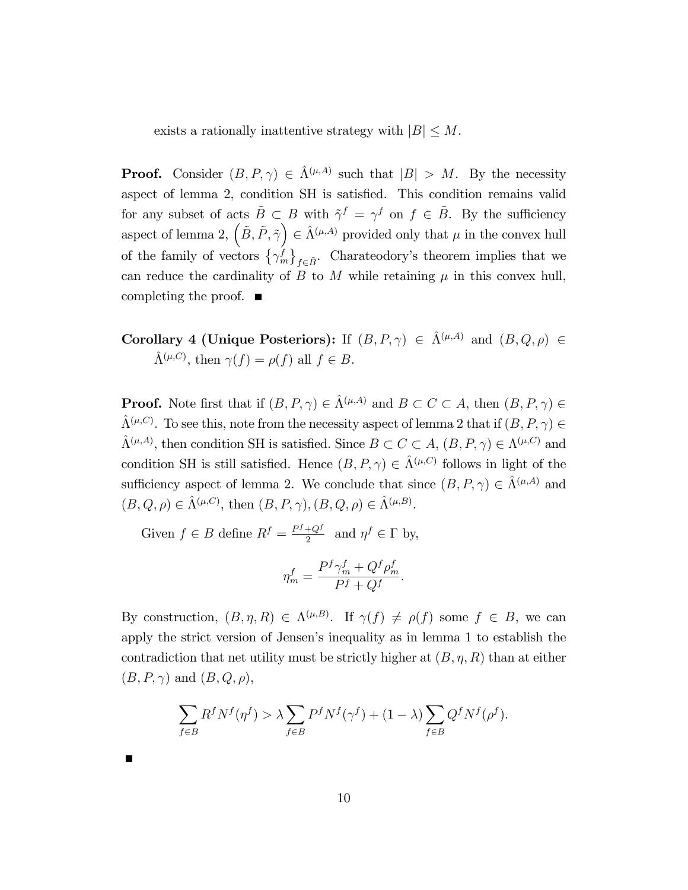exists a rationally inattentive strategy with $|B| \leq M$.

**Proof.** Consider $(B, P, \gamma) \in \hat{\Lambda}^{(\mu,A)}$ such that $|B| > M$. By the necessity aspect of lemma 2, condition SH is satisfied. This condition remains valid for any subset of acts $\tilde{B} \subset B$ with $\tilde{\gamma}^f = \gamma^f$ on $f \in \tilde{B}$. By the sufficiency aspect of lemma 2, $\left(\tilde{B}, \tilde{P}, \tilde{\gamma}\right) \in \hat{\Lambda}^{(\mu,A)}$ provided only that $\mu$ in the convex hull of the family of vectors $\left\{\gamma_m^f\right\}_{f \in \tilde{B}}$. Charateodory's theorem implies that we can reduce the cardinality of $B$ to $M$ while retaining $\mu$ in this convex hull, completing the proof. ■

**Corollary 4 (Unique Posteriors):** If $(B, P, \gamma) \in \hat{\Lambda}^{(\mu,A)}$ and $(B, Q, \rho) \in \hat{\Lambda}^{(\mu,C)}$, then $\gamma(f) = \rho(f)$ all $f \in B$.

**Proof.** Note first that if $(B, P, \gamma) \in \hat{\Lambda}^{(\mu,A)}$ and $B \subset C \subset A$, then $(B, P, \gamma) \in \hat{\Lambda}^{(\mu,C)}$. To see this, note from the necessity aspect of lemma 2 that if $(B, P, \gamma) \in \hat{\Lambda}^{(\mu,A)}$, then condition SH is satisfied. Since $B \subset C \subset A$, $(B, P, \gamma) \in \Lambda^{(\mu,C)}$ and condition SH is still satisfied. Hence $(B, P, \gamma) \in \hat{\Lambda}^{(\mu,C)}$ follows in light of the sufficiency aspect of lemma 2. We conclude that since $(B, P, \gamma) \in \hat{\Lambda}^{(\mu,A)}$ and $(B, Q, \rho) \in \hat{\Lambda}^{(\mu,C)}$, then $(B, P, \gamma), (B, Q, \rho) \in \hat{\Lambda}^{(\mu,B)}$.

Given $f \in B$ define $R^f = \frac{P^f + Q^f}{2}$ and $\eta^f \in \Gamma$ by,

$$\eta_m^f = \frac{P^f \gamma_m^f + Q^f \rho_m^f}{P^f + Q^f}.$$

By construction, $(B, \eta, R) \in \Lambda^{(\mu,B)}$. If $\gamma(f) \neq \rho(f)$ some $f \in B$, we can apply the strict version of Jensen's inequality as in lemma 1 to establish the contradiction that net utility must be strictly higher at $(B, \eta, R)$ than at either $(B, P, \gamma)$ and $(B, Q, \rho)$,

$$\sum_{f \in B} R^f N^f(\eta^f) > \lambda \sum_{f \in B} P^f N^f(\gamma^f) + (1 - \lambda) \sum_{f \in B} Q^f N^f(\rho^f).$$

■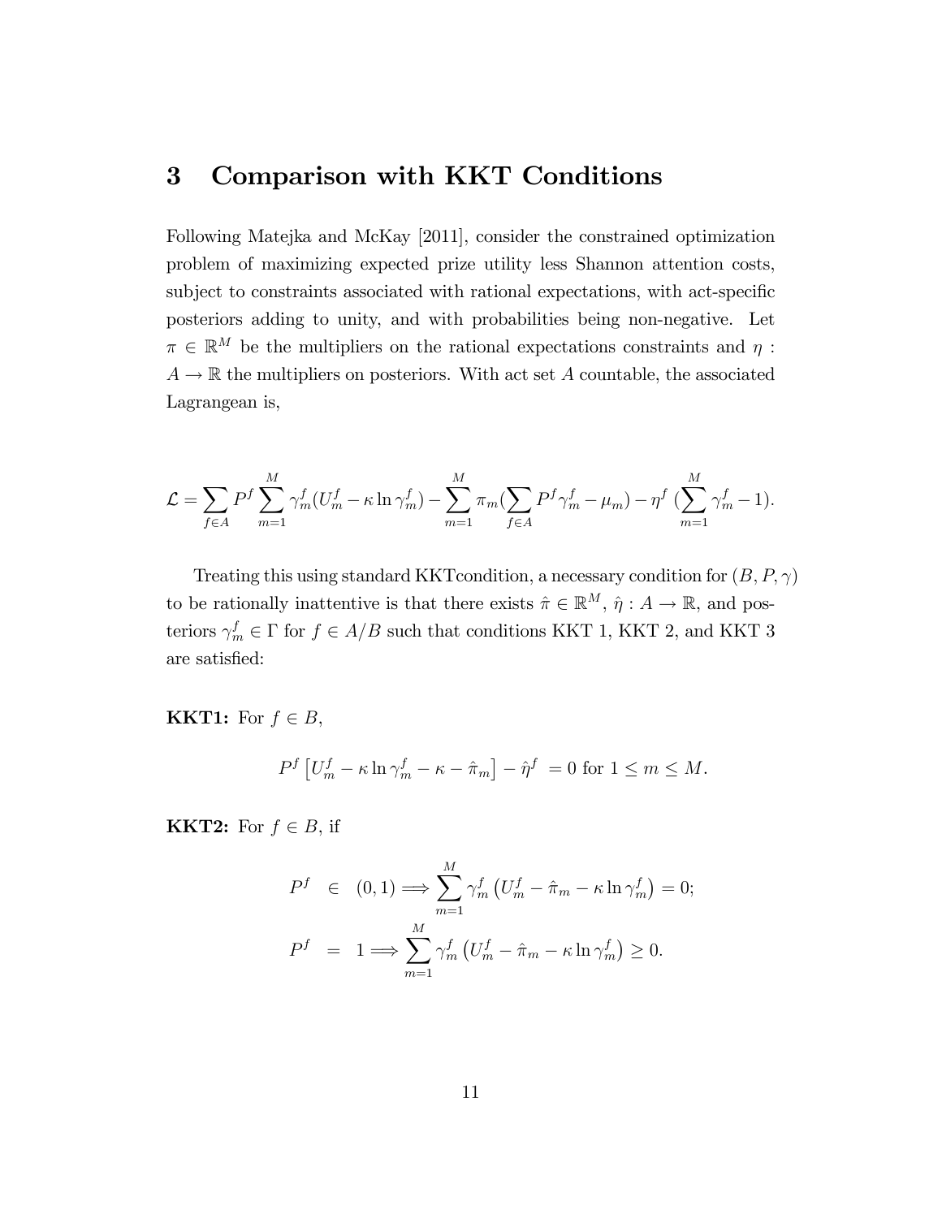## 3 Comparison with KKT Conditions

Following Matejka and McKay [2011], consider the constrained optimization problem of maximizing expected prize utility less Shannon attention costs, subject to constraints associated with rational expectations, with act-specific posteriors adding to unity, and with probabilities being non-negative. Let $\pi \in \mathbb{R}^M$ be the multipliers on the rational expectations constraints and $\eta : A \to \mathbb{R}$ the multipliers on posteriors. With act set $A$ countable, the associated Lagrangean is,

$$\mathcal{L} = \sum_{f \in A} P^f \sum_{m=1}^{M} \gamma_m^f (U_m^f - \kappa \ln \gamma_m^f) - \sum_{m=1}^{M} \pi_m (\sum_{f \in A} P^f \gamma_m^f - \mu_m) - \eta^f \, (\sum_{m=1}^{M} \gamma_m^f - 1).$$

Treating this using standard KKTcondition, a necessary condition for $(B, P, \gamma)$ to be rationally inattentive is that there exists $\hat{\pi} \in \mathbb{R}^M$, $\hat{\eta} : A \to \mathbb{R}$, and posteriors $\gamma_m^f \in \Gamma$ for $f \in A/B$ such that conditions KKT 1, KKT 2, and KKT 3 are satisfied:

**KKT1:** For $f \in B$,

$$P^f \left[ U_m^f - \kappa \ln \gamma_m^f - \kappa - \hat{\pi}_m \right] - \hat{\eta}^f \; = 0 \text{ for } 1 \leq m \leq M.$$

**KKT2:** For $f \in B$, if

$$\begin{aligned} P^f &\in (0,1) \Longrightarrow \sum_{m=1}^{M} \gamma_m^f \left( U_m^f - \hat{\pi}_m - \kappa \ln \gamma_m^f \right) = 0; \\ P^f &= 1 \Longrightarrow \sum_{m=1}^{M} \gamma_m^f \left( U_m^f - \hat{\pi}_m - \kappa \ln \gamma_m^f \right) \geq 0. \end{aligned}$$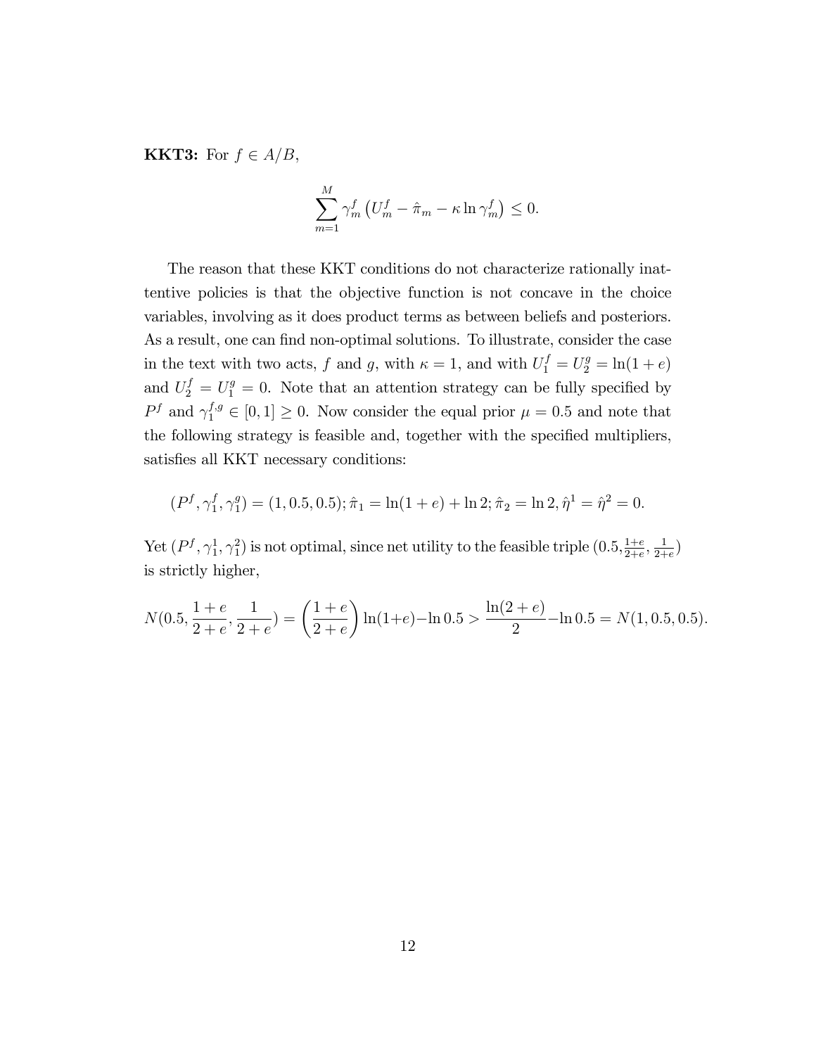**KKT3:** For $f \in A/B$,

$$\sum_{m=1}^{M} \gamma_m^f \left( U_m^f - \hat{\pi}_m - \kappa \ln \gamma_m^f \right) \leq 0.$$

The reason that these KKT conditions do not characterize rationally inattentive policies is that the objective function is not concave in the choice variables, involving as it does product terms as between beliefs and posteriors. As a result, one can find non-optimal solutions. To illustrate, consider the case in the text with two acts, $f$ and $g$, with $\kappa = 1$, and with $U_1^f = U_2^g = \ln(1+e)$ and $U_2^f = U_1^g = 0$. Note that an attention strategy can be fully specified by $P^f$ and $\gamma_1^{f,g} \in [0,1] \geq 0$. Now consider the equal prior $\mu = 0.5$ and note that the following strategy is feasible and, together with the specified multipliers, satisfies all KKT necessary conditions:

$$(P^f, \gamma_1^f, \gamma_1^g) = (1, 0.5, 0.5); \hat{\pi}_1 = \ln(1+e) + \ln 2; \hat{\pi}_2 = \ln 2, \hat{\eta}^1 = \hat{\eta}^2 = 0.$$

Yet $(P^f, \gamma_1^1, \gamma_1^2)$ is not optimal, since net utility to the feasible triple $(0.5, \frac{1+e}{2+e}, \frac{1}{2+e})$ is strictly higher,

$$N(0.5, \frac{1+e}{2+e}, \frac{1}{2+e}) = \left( \frac{1+e}{2+e} \right) \ln(1+e) - \ln 0.5 > \frac{\ln(2+e)}{2} - \ln 0.5 = N(1, 0.5, 0.5).$$